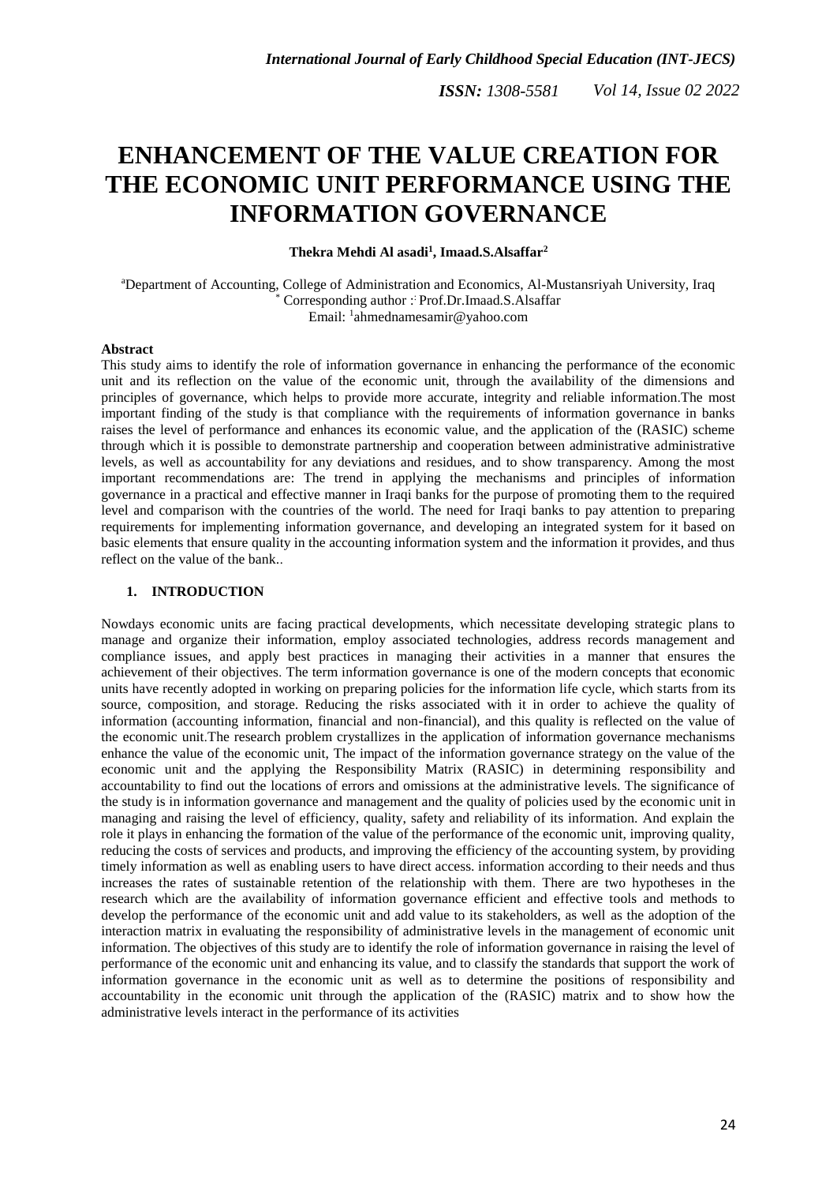# ENHANCEMENT OF THE VALUE CREATION FOR THE ECONOMIC UNIT PERFORMANCE USING THE INFORMATION GOVERNANCE

**Thekra Mehdi Al asadi[1], Imaad.S.Alsaffar[2]**

[a]Department of Accounting, College of Administration and Economics, Al-Mustansriyah University, Iraq
[*] Corresponding author :: Prof.Dr.Imaad.S.Alsaffar
Email: [1]ahmednamesamir@yahoo.com

**Abstract**

This study aims to identify the role of information governance in enhancing the performance of the economic unit and its reflection on the value of the economic unit, through the availability of the dimensions and principles of governance, which helps to provide more accurate, integrity and reliable information.The most important finding of the study is that compliance with the requirements of information governance in banks raises the level of performance and enhances its economic value, and the application of the (RASIC) scheme through which it is possible to demonstrate partnership and cooperation between administrative administrative levels, as well as accountability for any deviations and residues, and to show transparency. Among the most important recommendations are: The trend in applying the mechanisms and principles of information governance in a practical and effective manner in Iraqi banks for the purpose of promoting them to the required level and comparison with the countries of the world. The need for Iraqi banks to pay attention to preparing requirements for implementing information governance, and developing an integrated system for it based on basic elements that ensure quality in the accounting information system and the information it provides, and thus reflect on the value of the bank..

## 1. INTRODUCTION

Nowdays economic units are facing practical developments, which necessitate developing strategic plans to manage and organize their information, employ associated technologies, address records management and compliance issues, and apply best practices in managing their activities in a manner that ensures the achievement of their objectives. The term information governance is one of the modern concepts that economic units have recently adopted in working on preparing policies for the information life cycle, which starts from its source, composition, and storage. Reducing the risks associated with it in order to achieve the quality of information (accounting information, financial and non-financial), and this quality is reflected on the value of the economic unit.The research problem crystallizes in the application of information governance mechanisms enhance the value of the economic unit, The impact of the information governance strategy on the value of the economic unit and the applying the Responsibility Matrix (RASIC) in determining responsibility and accountability to find out the locations of errors and omissions at the administrative levels. The significance of the study is in information governance and management and the quality of policies used by the economic unit in managing and raising the level of efficiency, quality, safety and reliability of its information. And explain the role it plays in enhancing the formation of the value of the performance of the economic unit, improving quality, reducing the costs of services and products, and improving the efficiency of the accounting system, by providing timely information as well as enabling users to have direct access. information according to their needs and thus increases the rates of sustainable retention of the relationship with them. There are two hypotheses in the research which are the availability of information governance efficient and effective tools and methods to develop the performance of the economic unit and add value to its stakeholders, as well as the adoption of the interaction matrix in evaluating the responsibility of administrative levels in the management of economic unit information. The objectives of this study are to identify the role of information governance in raising the level of performance of the economic unit and enhancing its value, and to classify the standards that support the work of information governance in the economic unit as well as to determine the positions of responsibility and accountability in the economic unit through the application of the (RASIC) matrix and to show how the administrative levels interact in the performance of its activities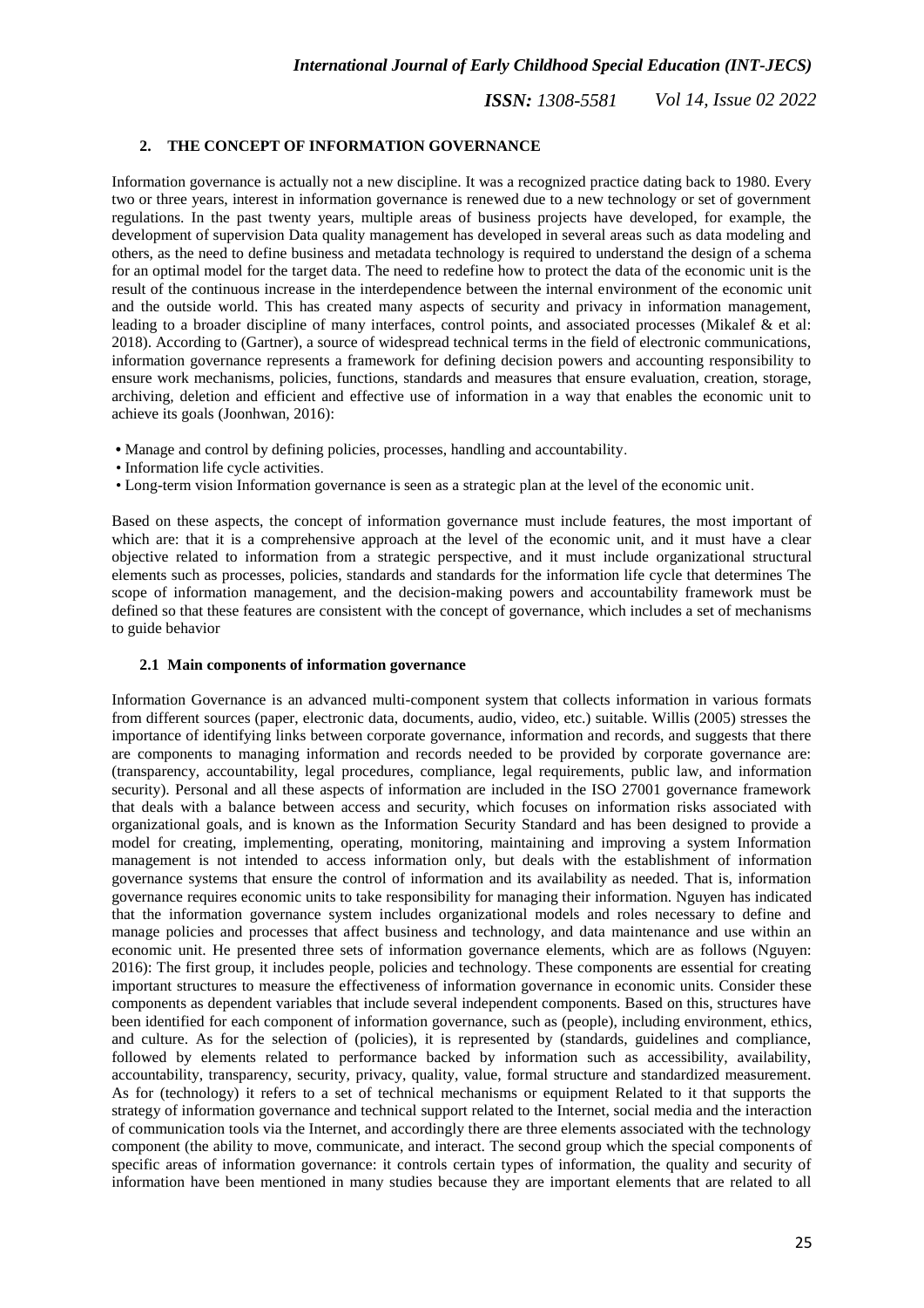## 2. THE CONCEPT OF INFORMATION GOVERNANCE

Information governance is actually not a new discipline. It was a recognized practice dating back to 1980. Every two or three years, interest in information governance is renewed due to a new technology or set of government regulations. In the past twenty years, multiple areas of business projects have developed, for example, the development of supervision Data quality management has developed in several areas such as data modeling and others, as the need to define business and metadata technology is required to understand the design of a schema for an optimal model for the target data. The need to redefine how to protect the data of the economic unit is the result of the continuous increase in the interdependence between the internal environment of the economic unit and the outside world. This has created many aspects of security and privacy in information management, leading to a broader discipline of many interfaces, control points, and associated processes (Mikalef & et al: 2018). According to (Gartner), a source of widespread technical terms in the field of electronic communications, information governance represents a framework for defining decision powers and accounting responsibility to ensure work mechanisms, policies, functions, standards and measures that ensure evaluation, creation, storage, archiving, deletion and efficient and effective use of information in a way that enables the economic unit to achieve its goals (Joonhwan, 2016):

- Manage and control by defining policies, processes, handling and accountability.
- Information life cycle activities.
- Long-term vision Information governance is seen as a strategic plan at the level of the economic unit.

Based on these aspects, the concept of information governance must include features, the most important of which are: that it is a comprehensive approach at the level of the economic unit, and it must have a clear objective related to information from a strategic perspective, and it must include organizational structural elements such as processes, policies, standards and standards for the information life cycle that determines The scope of information management, and the decision-making powers and accountability framework must be defined so that these features are consistent with the concept of governance, which includes a set of mechanisms to guide behavior

### 2.1 Main components of information governance

Information Governance is an advanced multi-component system that collects information in various formats from different sources (paper, electronic data, documents, audio, video, etc.) suitable. Willis (2005) stresses the importance of identifying links between corporate governance, information and records, and suggests that there are components to managing information and records needed to be provided by corporate governance are: (transparency, accountability, legal procedures, compliance, legal requirements, public law, and information security). Personal and all these aspects of information are included in the ISO 27001 governance framework that deals with a balance between access and security, which focuses on information risks associated with organizational goals, and is known as the Information Security Standard and has been designed to provide a model for creating, implementing, operating, monitoring, maintaining and improving a system Information management is not intended to access information only, but deals with the establishment of information governance systems that ensure the control of information and its availability as needed. That is, information governance requires economic units to take responsibility for managing their information. Nguyen has indicated that the information governance system includes organizational models and roles necessary to define and manage policies and processes that affect business and technology, and data maintenance and use within an economic unit. He presented three sets of information governance elements, which are as follows (Nguyen: 2016): The first group, it includes people, policies and technology. These components are essential for creating important structures to measure the effectiveness of information governance in economic units. Consider these components as dependent variables that include several independent components. Based on this, structures have been identified for each component of information governance, such as (people), including environment, ethics, and culture. As for the selection of (policies), it is represented by (standards, guidelines and compliance, followed by elements related to performance backed by information such as accessibility, availability, accountability, transparency, security, privacy, quality, value, formal structure and standardized measurement. As for (technology) it refers to a set of technical mechanisms or equipment Related to it that supports the strategy of information governance and technical support related to the Internet, social media and the interaction of communication tools via the Internet, and accordingly there are three elements associated with the technology component (the ability to move, communicate, and interact. The second group which the special components of specific areas of information governance: it controls certain types of information, the quality and security of information have been mentioned in many studies because they are important elements that are related to all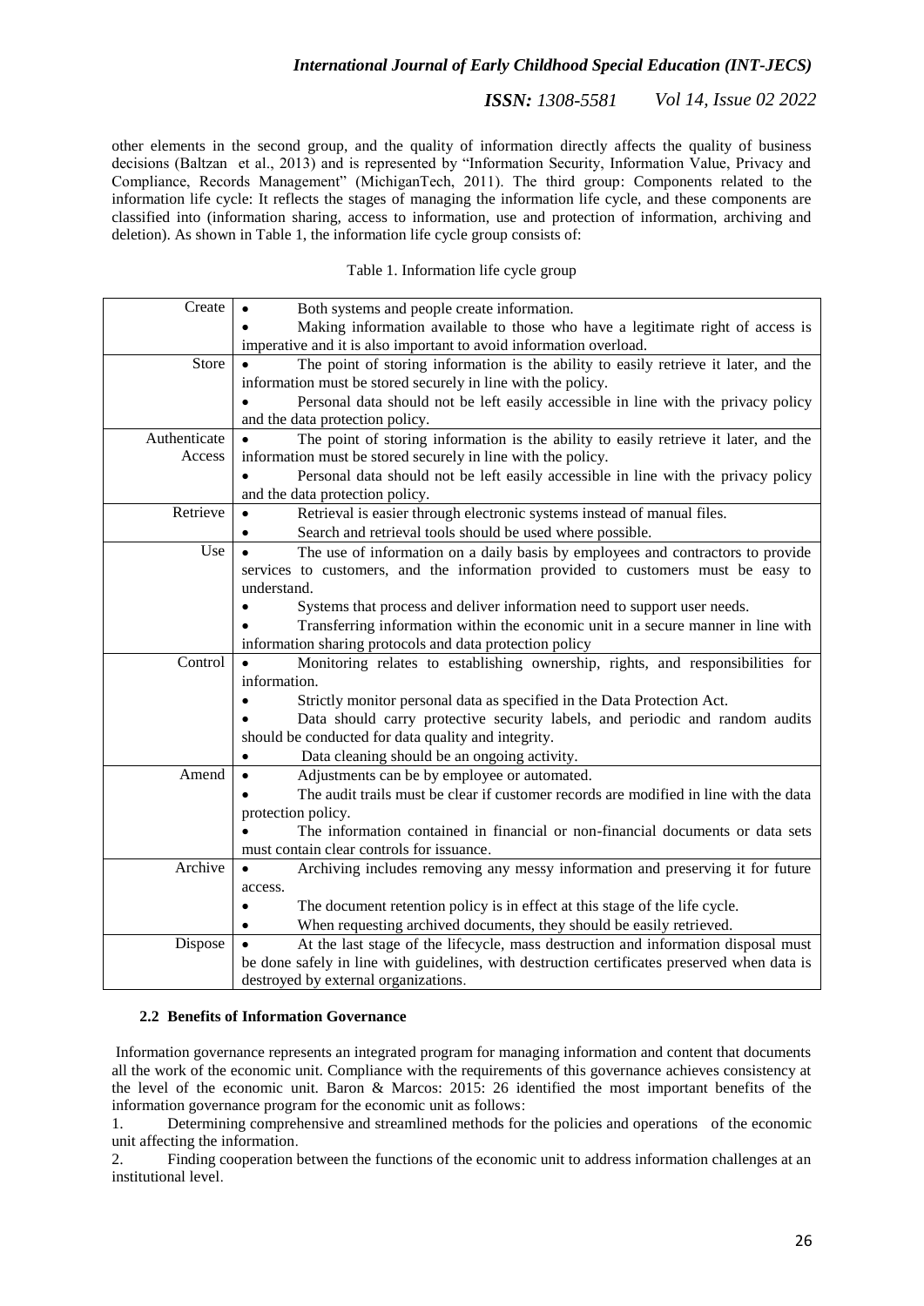other elements in the second group, and the quality of information directly affects the quality of business decisions (Baltzan et al., 2013) and is represented by "Information Security, Information Value, Privacy and Compliance, Records Management" (MichiganTech, 2011). The third group: Components related to the information life cycle: It reflects the stages of managing the information life cycle, and these components are classified into (information sharing, access to information, use and protection of information, archiving and deletion). As shown in Table 1, the information life cycle group consists of:

Table 1. Information life cycle group

| | |
|---|---|
| Create | • Both systems and people create information.<br>• Making information available to those who have a legitimate right of access is imperative and it is also important to avoid information overload. |
| Store | • The point of storing information is the ability to easily retrieve it later, and the information must be stored securely in line with the policy.<br>• Personal data should not be left easily accessible in line with the privacy policy and the data protection policy. |
| Authenticate Access | • The point of storing information is the ability to easily retrieve it later, and the information must be stored securely in line with the policy.<br>• Personal data should not be left easily accessible in line with the privacy policy and the data protection policy. |
| Retrieve | • Retrieval is easier through electronic systems instead of manual files.<br>• Search and retrieval tools should be used where possible. |
| Use | • The use of information on a daily basis by employees and contractors to provide services to customers, and the information provided to customers must be easy to understand.<br>• Systems that process and deliver information need to support user needs.<br>• Transferring information within the economic unit in a secure manner in line with information sharing protocols and data protection policy |
| Control | • Monitoring relates to establishing ownership, rights, and responsibilities for information.<br>• Strictly monitor personal data as specified in the Data Protection Act.<br>• Data should carry protective security labels, and periodic and random audits should be conducted for data quality and integrity.<br>• Data cleaning should be an ongoing activity. |
| Amend | • Adjustments can be by employee or automated.<br>• The audit trails must be clear if customer records are modified in line with the data protection policy.<br>• The information contained in financial or non-financial documents or data sets must contain clear controls for issuance. |
| Archive | • Archiving includes removing any messy information and preserving it for future access.<br>• The document retention policy is in effect at this stage of the life cycle.<br>• When requesting archived documents, they should be easily retrieved. |
| Dispose | • At the last stage of the lifecycle, mass destruction and information disposal must be done safely in line with guidelines, with destruction certificates preserved when data is destroyed by external organizations. |

### 2.2 Benefits of Information Governance

Information governance represents an integrated program for managing information and content that documents all the work of the economic unit. Compliance with the requirements of this governance achieves consistency at the level of the economic unit. Baron & Marcos: 2015: 26 identified the most important benefits of the information governance program for the economic unit as follows:

1. Determining comprehensive and streamlined methods for the policies and operations of the economic unit affecting the information.
2. Finding cooperation between the functions of the economic unit to address information challenges at an institutional level.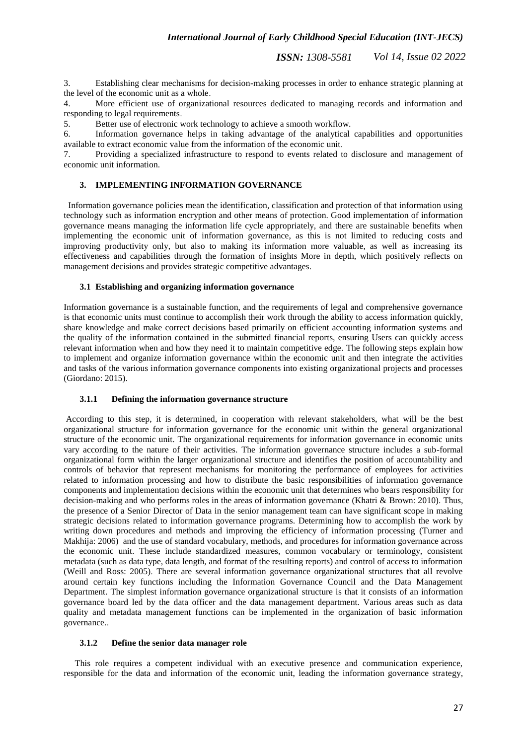3. Establishing clear mechanisms for decision-making processes in order to enhance strategic planning at the level of the economic unit as a whole.
4. More efficient use of organizational resources dedicated to managing records and information and responding to legal requirements.
5. Better use of electronic work technology to achieve a smooth workflow.
6. Information governance helps in taking advantage of the analytical capabilities and opportunities available to extract economic value from the information of the economic unit.
7. Providing a specialized infrastructure to respond to events related to disclosure and management of economic unit information.

## 3. IMPLEMENTING INFORMATION GOVERNANCE

Information governance policies mean the identification, classification and protection of that information using technology such as information encryption and other means of protection. Good implementation of information governance means managing the information life cycle appropriately, and there are sustainable benefits when implementing the economic unit of information governance, as this is not limited to reducing costs and improving productivity only, but also to making its information more valuable, as well as increasing its effectiveness and capabilities through the formation of insights More in depth, which positively reflects on management decisions and provides strategic competitive advantages.

### 3.1 Establishing and organizing information governance

Information governance is a sustainable function, and the requirements of legal and comprehensive governance is that economic units must continue to accomplish their work through the ability to access information quickly, share knowledge and make correct decisions based primarily on efficient accounting information systems and the quality of the information contained in the submitted financial reports, ensuring Users can quickly access relevant information when and how they need it to maintain competitive edge. The following steps explain how to implement and organize information governance within the economic unit and then integrate the activities and tasks of the various information governance components into existing organizational projects and processes (Giordano: 2015).

#### 3.1.1 Defining the information governance structure

According to this step, it is determined, in cooperation with relevant stakeholders, what will be the best organizational structure for information governance for the economic unit within the general organizational structure of the economic unit. The organizational requirements for information governance in economic units vary according to the nature of their activities. The information governance structure includes a sub-formal organizational form within the larger organizational structure and identifies the position of accountability and controls of behavior that represent mechanisms for monitoring the performance of employees for activities related to information processing and how to distribute the basic responsibilities of information governance components and implementation decisions within the economic unit that determines who bears responsibility for decision-making and who performs roles in the areas of information governance (Khatri & Brown: 2010). Thus, the presence of a Senior Director of Data in the senior management team can have significant scope in making strategic decisions related to information governance programs. Determining how to accomplish the work by writing down procedures and methods and improving the efficiency of information processing (Turner and Makhija: 2006) and the use of standard vocabulary, methods, and procedures for information governance across the economic unit. These include standardized measures, common vocabulary or terminology, consistent metadata (such as data type, data length, and format of the resulting reports) and control of access to information (Weill and Ross: 2005). There are several information governance organizational structures that all revolve around certain key functions including the Information Governance Council and the Data Management Department. The simplest information governance organizational structure is that it consists of an information governance board led by the data officer and the data management department. Various areas such as data quality and metadata management functions can be implemented in the organization of basic information governance..

#### 3.1.2 Define the senior data manager role

This role requires a competent individual with an executive presence and communication experience, responsible for the data and information of the economic unit, leading the information governance strategy,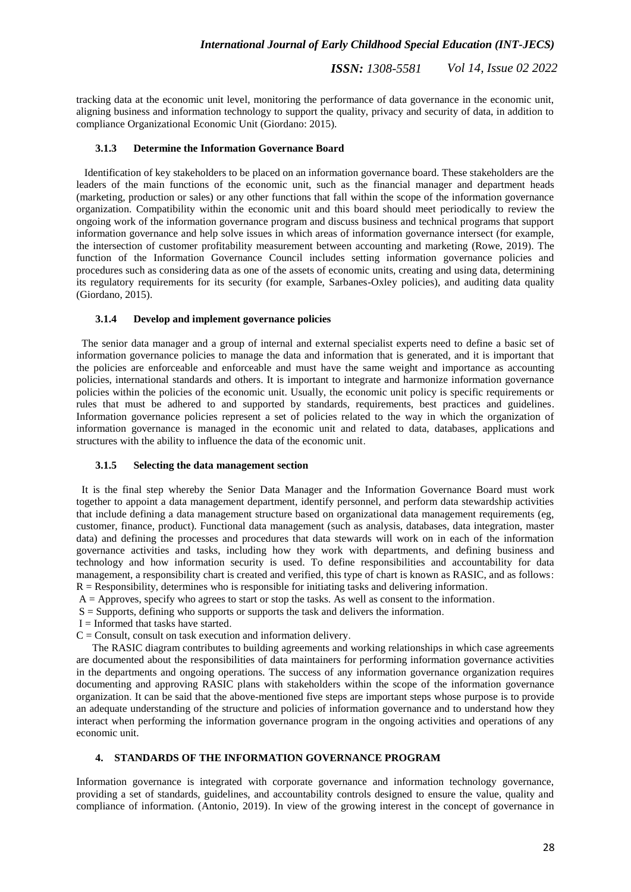tracking data at the economic unit level, monitoring the performance of data governance in the economic unit, aligning business and information technology to support the quality, privacy and security of data, in addition to compliance Organizational Economic Unit (Giordano: 2015).

### 3.1.3 Determine the Information Governance Board

Identification of key stakeholders to be placed on an information governance board. These stakeholders are the leaders of the main functions of the economic unit, such as the financial manager and department heads (marketing, production or sales) or any other functions that fall within the scope of the information governance organization. Compatibility within the economic unit and this board should meet periodically to review the ongoing work of the information governance program and discuss business and technical programs that support information governance and help solve issues in which areas of information governance intersect (for example, the intersection of customer profitability measurement between accounting and marketing (Rowe, 2019). The function of the Information Governance Council includes setting information governance policies and procedures such as considering data as one of the assets of economic units, creating and using data, determining its regulatory requirements for its security (for example, Sarbanes-Oxley policies), and auditing data quality (Giordano, 2015).

### 3.1.4 Develop and implement governance policies

The senior data manager and a group of internal and external specialist experts need to define a basic set of information governance policies to manage the data and information that is generated, and it is important that the policies are enforceable and enforceable and must have the same weight and importance as accounting policies, international standards and others. It is important to integrate and harmonize information governance policies within the policies of the economic unit. Usually, the economic unit policy is specific requirements or rules that must be adhered to and supported by standards, requirements, best practices and guidelines. Information governance policies represent a set of policies related to the way in which the organization of information governance is managed in the economic unit and related to data, databases, applications and structures with the ability to influence the data of the economic unit.

### 3.1.5 Selecting the data management section

It is the final step whereby the Senior Data Manager and the Information Governance Board must work together to appoint a data management department, identify personnel, and perform data stewardship activities that include defining a data management structure based on organizational data management requirements (eg, customer, finance, product). Functional data management (such as analysis, databases, data integration, master data) and defining the processes and procedures that data stewards will work on in each of the information governance activities and tasks, including how they work with departments, and defining business and technology and how information security is used. To define responsibilities and accountability for data management, a responsibility chart is created and verified, this type of chart is known as RASIC, and as follows:
R = Responsibility, determines who is responsible for initiating tasks and delivering information.
A = Approves, specify who agrees to start or stop the tasks. As well as consent to the information.
S = Supports, defining who supports or supports the task and delivers the information.
I = Informed that tasks have started.
C = Consult, consult on task execution and information delivery.

The RASIC diagram contributes to building agreements and working relationships in which case agreements are documented about the responsibilities of data maintainers for performing information governance activities in the departments and ongoing operations. The success of any information governance organization requires documenting and approving RASIC plans with stakeholders within the scope of the information governance organization. It can be said that the above-mentioned five steps are important steps whose purpose is to provide an adequate understanding of the structure and policies of information governance and to understand how they interact when performing the information governance program in the ongoing activities and operations of any economic unit.

## 4. STANDARDS OF THE INFORMATION GOVERNANCE PROGRAM

Information governance is integrated with corporate governance and information technology governance, providing a set of standards, guidelines, and accountability controls designed to ensure the value, quality and compliance of information. (Antonio, 2019). In view of the growing interest in the concept of governance in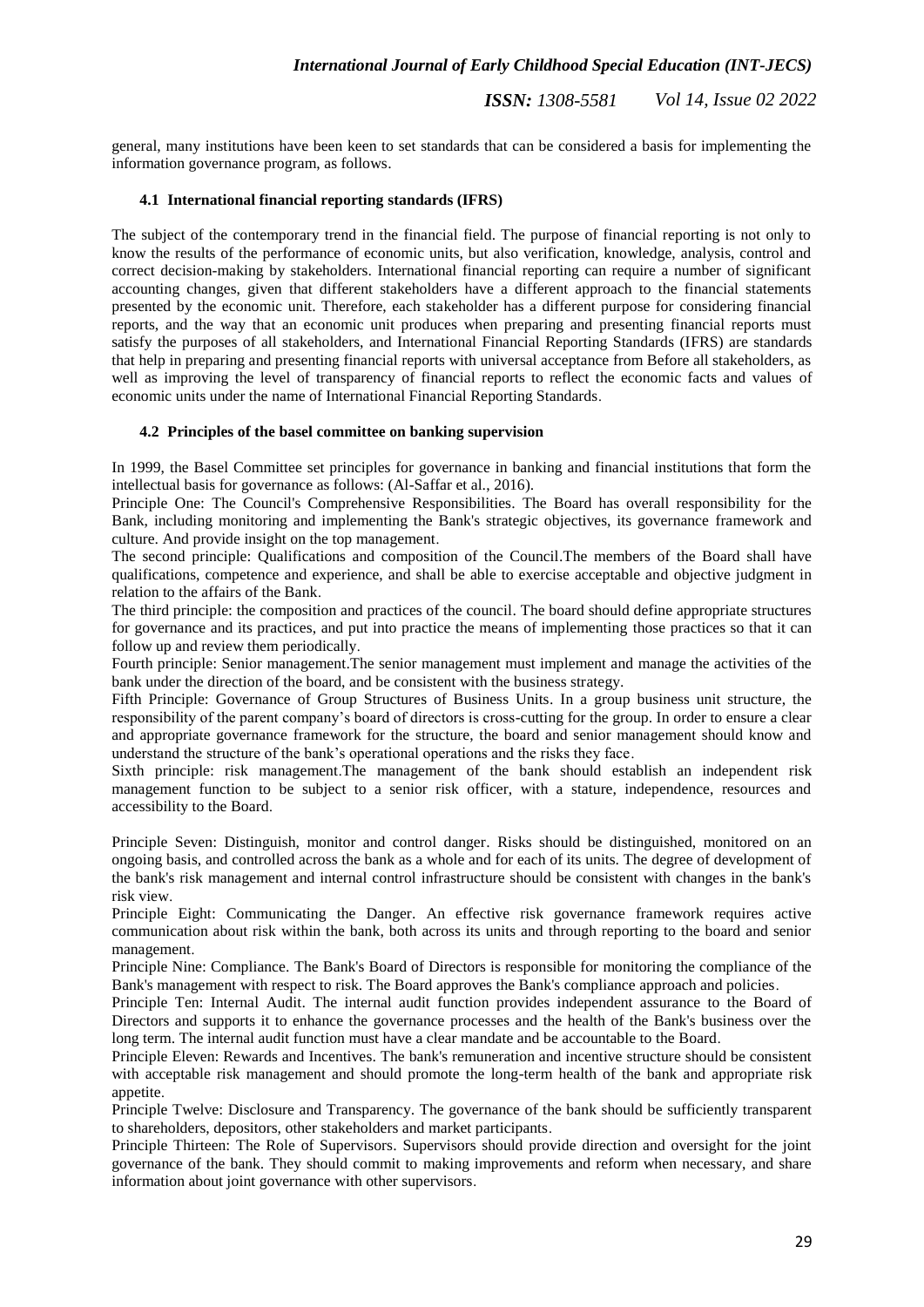general, many institutions have been keen to set standards that can be considered a basis for implementing the information governance program, as follows.

### 4.1 International financial reporting standards (IFRS)

The subject of the contemporary trend in the financial field. The purpose of financial reporting is not only to know the results of the performance of economic units, but also verification, knowledge, analysis, control and correct decision-making by stakeholders. International financial reporting can require a number of significant accounting changes, given that different stakeholders have a different approach to the financial statements presented by the economic unit. Therefore, each stakeholder has a different purpose for considering financial reports, and the way that an economic unit produces when preparing and presenting financial reports must satisfy the purposes of all stakeholders, and International Financial Reporting Standards (IFRS) are standards that help in preparing and presenting financial reports with universal acceptance from Before all stakeholders, as well as improving the level of transparency of financial reports to reflect the economic facts and values of economic units under the name of International Financial Reporting Standards.

### 4.2 Principles of the basel committee on banking supervision

In 1999, the Basel Committee set principles for governance in banking and financial institutions that form the intellectual basis for governance as follows: (Al-Saffar et al., 2016).

Principle One: The Council's Comprehensive Responsibilities. The Board has overall responsibility for the Bank, including monitoring and implementing the Bank's strategic objectives, its governance framework and culture. And provide insight on the top management.

The second principle: Qualifications and composition of the Council.The members of the Board shall have qualifications, competence and experience, and shall be able to exercise acceptable and objective judgment in relation to the affairs of the Bank.

The third principle: the composition and practices of the council. The board should define appropriate structures for governance and its practices, and put into practice the means of implementing those practices so that it can follow up and review them periodically.

Fourth principle: Senior management.The senior management must implement and manage the activities of the bank under the direction of the board, and be consistent with the business strategy.

Fifth Principle: Governance of Group Structures of Business Units. In a group business unit structure, the responsibility of the parent company's board of directors is cross-cutting for the group. In order to ensure a clear and appropriate governance framework for the structure, the board and senior management should know and understand the structure of the bank's operational operations and the risks they face.

Sixth principle: risk management.The management of the bank should establish an independent risk management function to be subject to a senior risk officer, with a stature, independence, resources and accessibility to the Board.

Principle Seven: Distinguish, monitor and control danger. Risks should be distinguished, monitored on an ongoing basis, and controlled across the bank as a whole and for each of its units. The degree of development of the bank's risk management and internal control infrastructure should be consistent with changes in the bank's risk view.

Principle Eight: Communicating the Danger. An effective risk governance framework requires active communication about risk within the bank, both across its units and through reporting to the board and senior management.

Principle Nine: Compliance. The Bank's Board of Directors is responsible for monitoring the compliance of the Bank's management with respect to risk. The Board approves the Bank's compliance approach and policies.

Principle Ten: Internal Audit. The internal audit function provides independent assurance to the Board of Directors and supports it to enhance the governance processes and the health of the Bank's business over the long term. The internal audit function must have a clear mandate and be accountable to the Board.

Principle Eleven: Rewards and Incentives. The bank's remuneration and incentive structure should be consistent with acceptable risk management and should promote the long-term health of the bank and appropriate risk appetite.

Principle Twelve: Disclosure and Transparency. The governance of the bank should be sufficiently transparent to shareholders, depositors, other stakeholders and market participants.

Principle Thirteen: The Role of Supervisors. Supervisors should provide direction and oversight for the joint governance of the bank. They should commit to making improvements and reform when necessary, and share information about joint governance with other supervisors.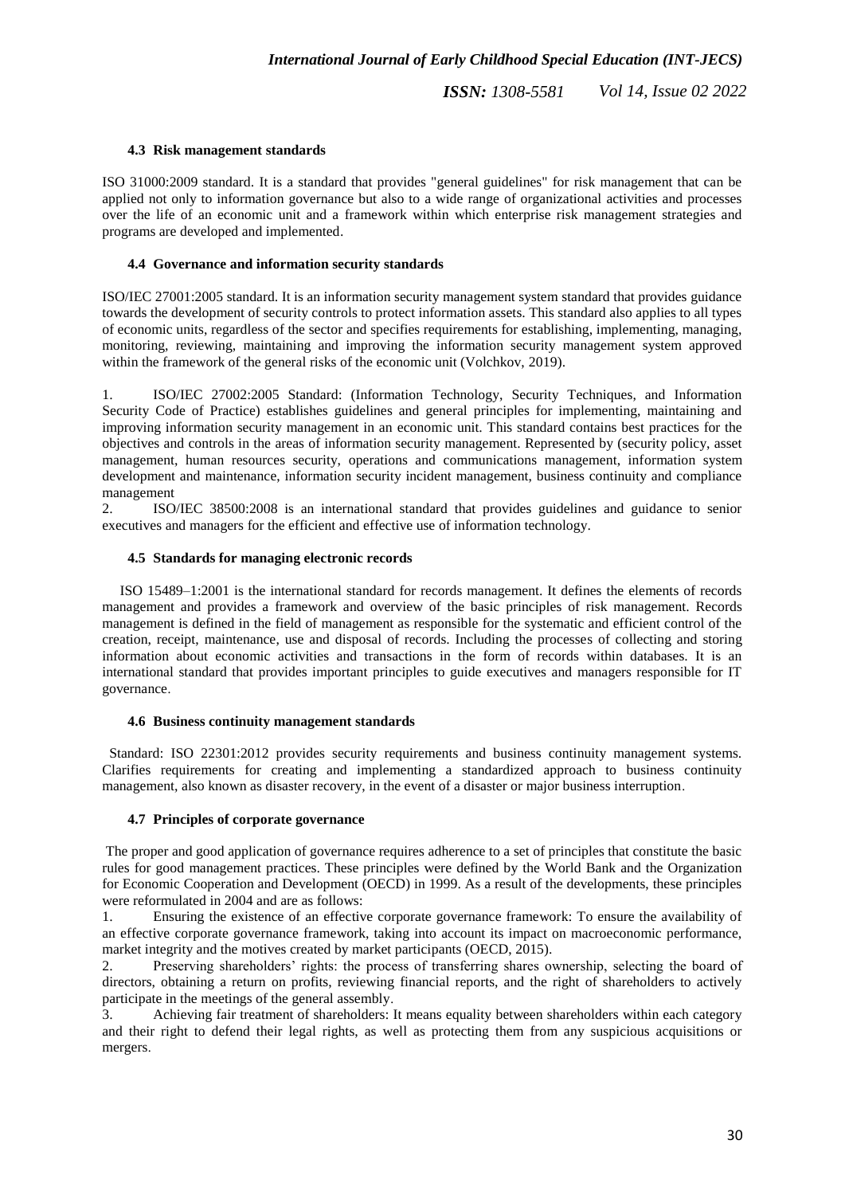### 4.3 Risk management standards

ISO 31000:2009 standard. It is a standard that provides "general guidelines" for risk management that can be applied not only to information governance but also to a wide range of organizational activities and processes over the life of an economic unit and a framework within which enterprise risk management strategies and programs are developed and implemented.

### 4.4 Governance and information security standards

ISO/IEC 27001:2005 standard. It is an information security management system standard that provides guidance towards the development of security controls to protect information assets. This standard also applies to all types of economic units, regardless of the sector and specifies requirements for establishing, implementing, managing, monitoring, reviewing, maintaining and improving the information security management system approved within the framework of the general risks of the economic unit (Volchkov, 2019).

1. ISO/IEC 27002:2005 Standard: (Information Technology, Security Techniques, and Information Security Code of Practice) establishes guidelines and general principles for implementing, maintaining and improving information security management in an economic unit. This standard contains best practices for the objectives and controls in the areas of information security management. Represented by (security policy, asset management, human resources security, operations and communications management, information system development and maintenance, information security incident management, business continuity and compliance management
2. ISO/IEC 38500:2008 is an international standard that provides guidelines and guidance to senior executives and managers for the efficient and effective use of information technology.

### 4.5 Standards for managing electronic records

ISO 15489–1:2001 is the international standard for records management. It defines the elements of records management and provides a framework and overview of the basic principles of risk management. Records management is defined in the field of management as responsible for the systematic and efficient control of the creation, receipt, maintenance, use and disposal of records. Including the processes of collecting and storing information about economic activities and transactions in the form of records within databases. It is an international standard that provides important principles to guide executives and managers responsible for IT governance.

### 4.6 Business continuity management standards

Standard: ISO 22301:2012 provides security requirements and business continuity management systems. Clarifies requirements for creating and implementing a standardized approach to business continuity management, also known as disaster recovery, in the event of a disaster or major business interruption.

### 4.7 Principles of corporate governance

The proper and good application of governance requires adherence to a set of principles that constitute the basic rules for good management practices. These principles were defined by the World Bank and the Organization for Economic Cooperation and Development (OECD) in 1999. As a result of the developments, these principles were reformulated in 2004 and are as follows:

1. Ensuring the existence of an effective corporate governance framework: To ensure the availability of an effective corporate governance framework, taking into account its impact on macroeconomic performance, market integrity and the motives created by market participants (OECD, 2015).
2. Preserving shareholders' rights: the process of transferring shares ownership, selecting the board of directors, obtaining a return on profits, reviewing financial reports, and the right of shareholders to actively participate in the meetings of the general assembly.
3. Achieving fair treatment of shareholders: It means equality between shareholders within each category and their right to defend their legal rights, as well as protecting them from any suspicious acquisitions or mergers.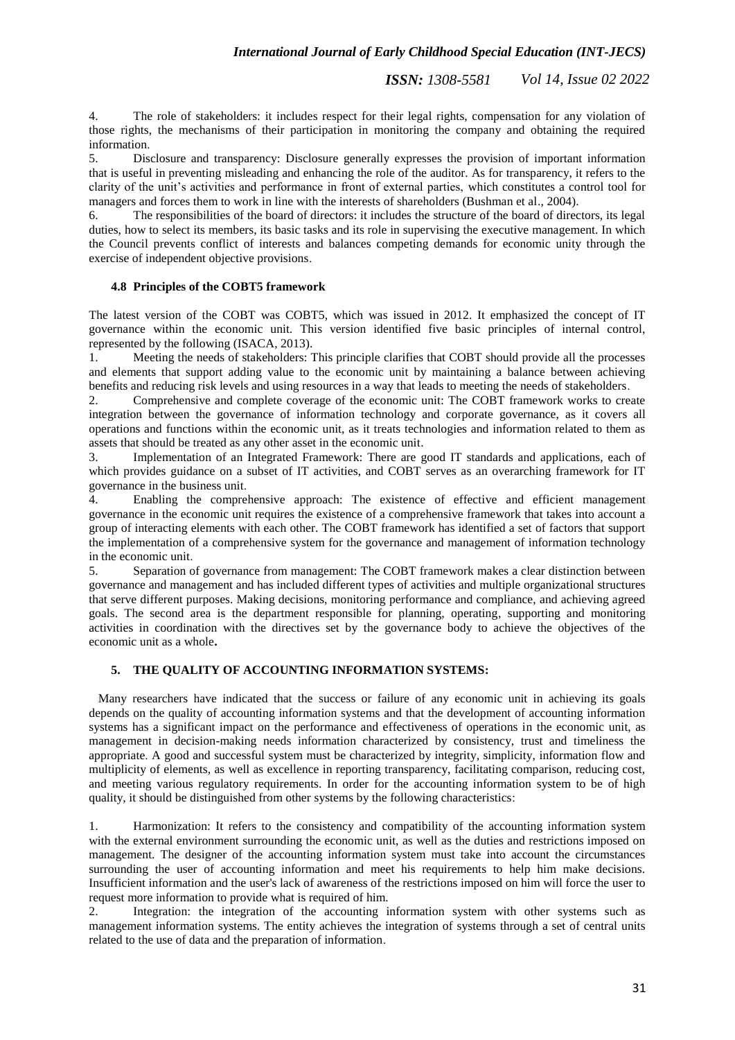4. The role of stakeholders: it includes respect for their legal rights, compensation for any violation of those rights, the mechanisms of their participation in monitoring the company and obtaining the required information.
5. Disclosure and transparency: Disclosure generally expresses the provision of important information that is useful in preventing misleading and enhancing the role of the auditor. As for transparency, it refers to the clarity of the unit's activities and performance in front of external parties, which constitutes a control tool for managers and forces them to work in line with the interests of shareholders (Bushman et al., 2004).
6. The responsibilities of the board of directors: it includes the structure of the board of directors, its legal duties, how to select its members, its basic tasks and its role in supervising the executive management. In which the Council prevents conflict of interests and balances competing demands for economic unity through the exercise of independent objective provisions.

### 4.8 Principles of the COBT5 framework

The latest version of the COBT was COBT5, which was issued in 2012. It emphasized the concept of IT governance within the economic unit. This version identified five basic principles of internal control, represented by the following (ISACA, 2013).

1. Meeting the needs of stakeholders: This principle clarifies that COBT should provide all the processes and elements that support adding value to the economic unit by maintaining a balance between achieving benefits and reducing risk levels and using resources in a way that leads to meeting the needs of stakeholders.
2. Comprehensive and complete coverage of the economic unit: The COBT framework works to create integration between the governance of information technology and corporate governance, as it covers all operations and functions within the economic unit, as it treats technologies and information related to them as assets that should be treated as any other asset in the economic unit.
3. Implementation of an Integrated Framework: There are good IT standards and applications, each of which provides guidance on a subset of IT activities, and COBT serves as an overarching framework for IT governance in the business unit.
4. Enabling the comprehensive approach: The existence of effective and efficient management governance in the economic unit requires the existence of a comprehensive framework that takes into account a group of interacting elements with each other. The COBT framework has identified a set of factors that support the implementation of a comprehensive system for the governance and management of information technology in the economic unit.
5. Separation of governance from management: The COBT framework makes a clear distinction between governance and management and has included different types of activities and multiple organizational structures that serve different purposes. Making decisions, monitoring performance and compliance, and achieving agreed goals. The second area is the department responsible for planning, operating, supporting and monitoring activities in coordination with the directives set by the governance body to achieve the objectives of the economic unit as a whole**.**

## 5. THE QUALITY OF ACCOUNTING INFORMATION SYSTEMS:

Many researchers have indicated that the success or failure of any economic unit in achieving its goals depends on the quality of accounting information systems and that the development of accounting information systems has a significant impact on the performance and effectiveness of operations in the economic unit, as management in decision-making needs information characterized by consistency, trust and timeliness the appropriate. A good and successful system must be characterized by integrity, simplicity, information flow and multiplicity of elements, as well as excellence in reporting transparency, facilitating comparison, reducing cost, and meeting various regulatory requirements. In order for the accounting information system to be of high quality, it should be distinguished from other systems by the following characteristics:

1. Harmonization: It refers to the consistency and compatibility of the accounting information system with the external environment surrounding the economic unit, as well as the duties and restrictions imposed on management. The designer of the accounting information system must take into account the circumstances surrounding the user of accounting information and meet his requirements to help him make decisions. Insufficient information and the user's lack of awareness of the restrictions imposed on him will force the user to request more information to provide what is required of him.
2. Integration: the integration of the accounting information system with other systems such as management information systems. The entity achieves the integration of systems through a set of central units related to the use of data and the preparation of information.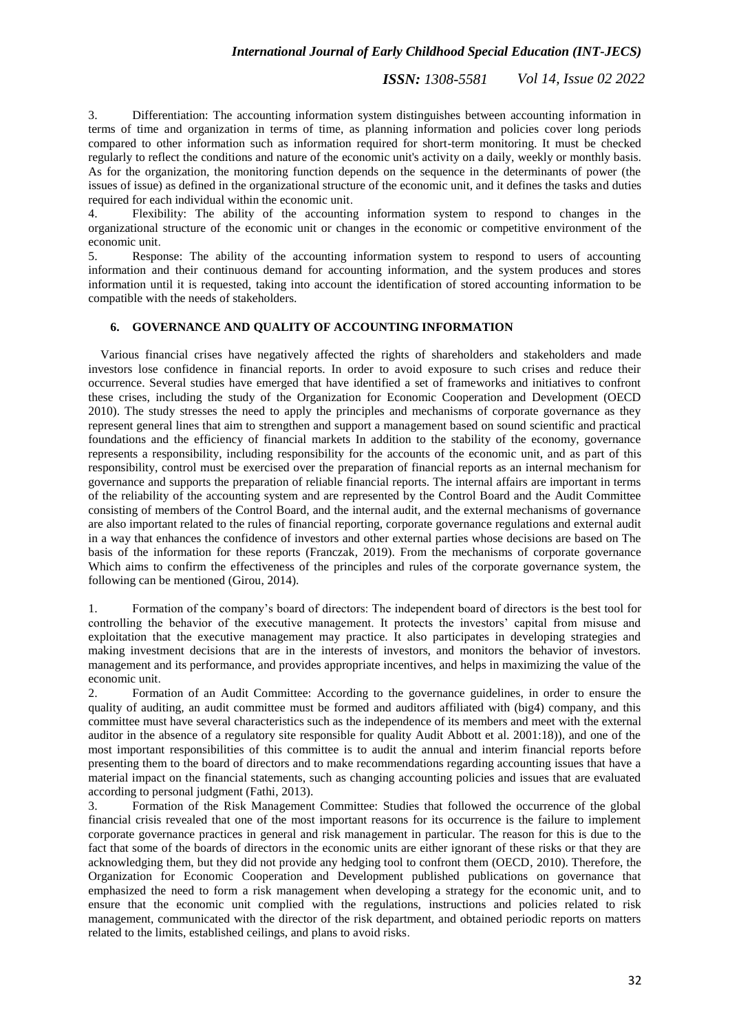3. Differentiation: The accounting information system distinguishes between accounting information in terms of time and organization in terms of time, as planning information and policies cover long periods compared to other information such as information required for short-term monitoring. It must be checked regularly to reflect the conditions and nature of the economic unit's activity on a daily, weekly or monthly basis. As for the organization, the monitoring function depends on the sequence in the determinants of power (the issues of issue) as defined in the organizational structure of the economic unit, and it defines the tasks and duties required for each individual within the economic unit.

4. Flexibility: The ability of the accounting information system to respond to changes in the organizational structure of the economic unit or changes in the economic or competitive environment of the economic unit.

5. Response: The ability of the accounting information system to respond to users of accounting information and their continuous demand for accounting information, and the system produces and stores information until it is requested, taking into account the identification of stored accounting information to be compatible with the needs of stakeholders.

## 6. GOVERNANCE AND QUALITY OF ACCOUNTING INFORMATION

Various financial crises have negatively affected the rights of shareholders and stakeholders and made investors lose confidence in financial reports. In order to avoid exposure to such crises and reduce their occurrence. Several studies have emerged that have identified a set of frameworks and initiatives to confront these crises, including the study of the Organization for Economic Cooperation and Development (OECD 2010). The study stresses the need to apply the principles and mechanisms of corporate governance as they represent general lines that aim to strengthen and support a management based on sound scientific and practical foundations and the efficiency of financial markets In addition to the stability of the economy, governance represents a responsibility, including responsibility for the accounts of the economic unit, and as part of this responsibility, control must be exercised over the preparation of financial reports as an internal mechanism for governance and supports the preparation of reliable financial reports. The internal affairs are important in terms of the reliability of the accounting system and are represented by the Control Board and the Audit Committee consisting of members of the Control Board, and the internal audit, and the external mechanisms of governance are also important related to the rules of financial reporting, corporate governance regulations and external audit in a way that enhances the confidence of investors and other external parties whose decisions are based on The basis of the information for these reports (Franczak, 2019). From the mechanisms of corporate governance Which aims to confirm the effectiveness of the principles and rules of the corporate governance system, the following can be mentioned (Girou, 2014).

1. Formation of the company's board of directors: The independent board of directors is the best tool for controlling the behavior of the executive management. It protects the investors' capital from misuse and exploitation that the executive management may practice. It also participates in developing strategies and making investment decisions that are in the interests of investors, and monitors the behavior of investors. management and its performance, and provides appropriate incentives, and helps in maximizing the value of the economic unit.

2. Formation of an Audit Committee: According to the governance guidelines, in order to ensure the quality of auditing, an audit committee must be formed and auditors affiliated with (big4) company, and this committee must have several characteristics such as the independence of its members and meet with the external auditor in the absence of a regulatory site responsible for quality Audit Abbott et al. 2001:18)), and one of the most important responsibilities of this committee is to audit the annual and interim financial reports before presenting them to the board of directors and to make recommendations regarding accounting issues that have a material impact on the financial statements, such as changing accounting policies and issues that are evaluated according to personal judgment (Fathi, 2013).

3. Formation of the Risk Management Committee: Studies that followed the occurrence of the global financial crisis revealed that one of the most important reasons for its occurrence is the failure to implement corporate governance practices in general and risk management in particular. The reason for this is due to the fact that some of the boards of directors in the economic units are either ignorant of these risks or that they are acknowledging them, but they did not provide any hedging tool to confront them (OECD, 2010). Therefore, the Organization for Economic Cooperation and Development published publications on governance that emphasized the need to form a risk management when developing a strategy for the economic unit, and to ensure that the economic unit complied with the regulations, instructions and policies related to risk management, communicated with the director of the risk department, and obtained periodic reports on matters related to the limits, established ceilings, and plans to avoid risks.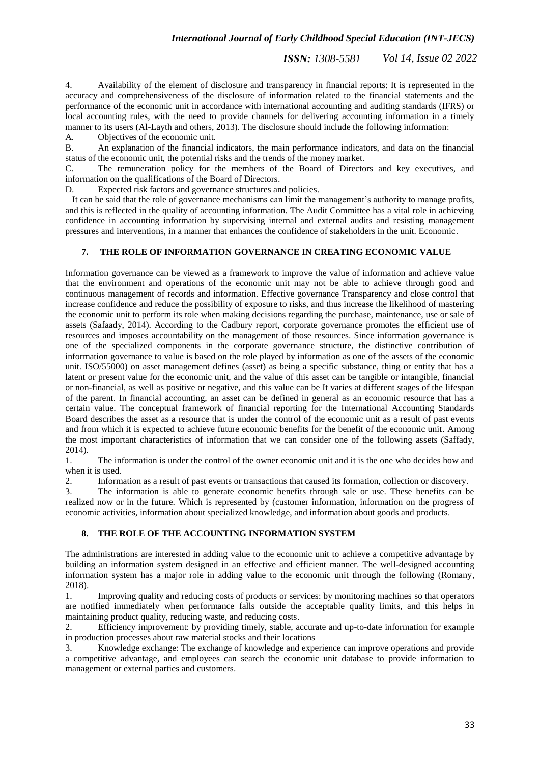4. Availability of the element of disclosure and transparency in financial reports: It is represented in the accuracy and comprehensiveness of the disclosure of information related to the financial statements and the performance of the economic unit in accordance with international accounting and auditing standards (IFRS) or local accounting rules, with the need to provide channels for delivering accounting information in a timely manner to its users (Al-Layth and others, 2013). The disclosure should include the following information:

A. Objectives of the economic unit.

B. An explanation of the financial indicators, the main performance indicators, and data on the financial status of the economic unit, the potential risks and the trends of the money market.

C. The remuneration policy for the members of the Board of Directors and key executives, and information on the qualifications of the Board of Directors.

D. Expected risk factors and governance structures and policies.

It can be said that the role of governance mechanisms can limit the management's authority to manage profits, and this is reflected in the quality of accounting information. The Audit Committee has a vital role in achieving confidence in accounting information by supervising internal and external audits and resisting management pressures and interventions, in a manner that enhances the confidence of stakeholders in the unit. Economic.

## 7. THE ROLE OF INFORMATION GOVERNANCE IN CREATING ECONOMIC VALUE

Information governance can be viewed as a framework to improve the value of information and achieve value that the environment and operations of the economic unit may not be able to achieve through good and continuous management of records and information. Effective governance Transparency and close control that increase confidence and reduce the possibility of exposure to risks, and thus increase the likelihood of mastering the economic unit to perform its role when making decisions regarding the purchase, maintenance, use or sale of assets (Safaady, 2014). According to the Cadbury report, corporate governance promotes the efficient use of resources and imposes accountability on the management of those resources. Since information governance is one of the specialized components in the corporate governance structure, the distinctive contribution of information governance to value is based on the role played by information as one of the assets of the economic unit. ISO/55000) on asset management defines (asset) as being a specific substance, thing or entity that has a latent or present value for the economic unit, and the value of this asset can be tangible or intangible, financial or non-financial, as well as positive or negative, and this value can be It varies at different stages of the lifespan of the parent. In financial accounting, an asset can be defined in general as an economic resource that has a certain value. The conceptual framework of financial reporting for the International Accounting Standards Board describes the asset as a resource that is under the control of the economic unit as a result of past events and from which it is expected to achieve future economic benefits for the benefit of the economic unit. Among the most important characteristics of information that we can consider one of the following assets (Saffady, 2014).

1. The information is under the control of the owner economic unit and it is the one who decides how and when it is used.
2. Information as a result of past events or transactions that caused its formation, collection or discovery.
3. The information is able to generate economic benefits through sale or use. These benefits can be realized now or in the future. Which is represented by (customer information, information on the progress of economic activities, information about specialized knowledge, and information about goods and products.

## 8. THE ROLE OF THE ACCOUNTING INFORMATION SYSTEM

The administrations are interested in adding value to the economic unit to achieve a competitive advantage by building an information system designed in an effective and efficient manner. The well-designed accounting information system has a major role in adding value to the economic unit through the following (Romany, 2018).

1. Improving quality and reducing costs of products or services: by monitoring machines so that operators are notified immediately when performance falls outside the acceptable quality limits, and this helps in maintaining product quality, reducing waste, and reducing costs.
2. Efficiency improvement: by providing timely, stable, accurate and up-to-date information for example in production processes about raw material stocks and their locations
3. Knowledge exchange: The exchange of knowledge and experience can improve operations and provide a competitive advantage, and employees can search the economic unit database to provide information to management or external parties and customers.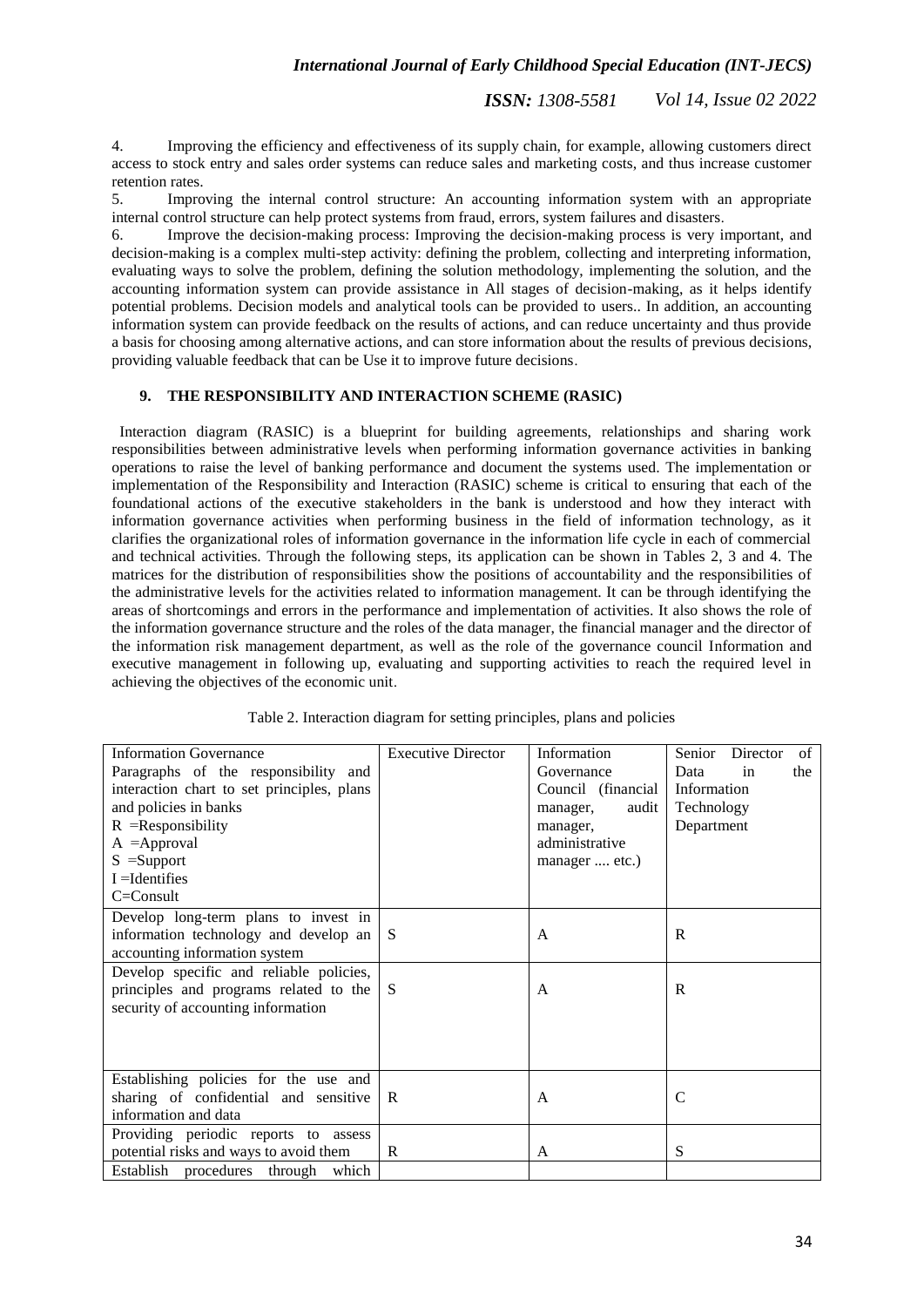4. Improving the efficiency and effectiveness of its supply chain, for example, allowing customers direct access to stock entry and sales order systems can reduce sales and marketing costs, and thus increase customer retention rates.
5. Improving the internal control structure: An accounting information system with an appropriate internal control structure can help protect systems from fraud, errors, system failures and disasters.
6. Improve the decision-making process: Improving the decision-making process is very important, and decision-making is a complex multi-step activity: defining the problem, collecting and interpreting information, evaluating ways to solve the problem, defining the solution methodology, implementing the solution, and the accounting information system can provide assistance in All stages of decision-making, as it helps identify potential problems. Decision models and analytical tools can be provided to users.. In addition, an accounting information system can provide feedback on the results of actions, and can reduce uncertainty and thus provide a basis for choosing among alternative actions, and can store information about the results of previous decisions, providing valuable feedback that can be Use it to improve future decisions.

## 9. THE RESPONSIBILITY AND INTERACTION SCHEME (RASIC)

Interaction diagram (RASIC) is a blueprint for building agreements, relationships and sharing work responsibilities between administrative levels when performing information governance activities in banking operations to raise the level of banking performance and document the systems used. The implementation or implementation of the Responsibility and Interaction (RASIC) scheme is critical to ensuring that each of the foundational actions of the executive stakeholders in the bank is understood and how they interact with information governance activities when performing business in the field of information technology, as it clarifies the organizational roles of information governance in the information life cycle in each of commercial and technical activities. Through the following steps, its application can be shown in Tables 2, 3 and 4. The matrices for the distribution of responsibilities show the positions of accountability and the responsibilities of the administrative levels for the activities related to information management. It can be through identifying the areas of shortcomings and errors in the performance and implementation of activities. It also shows the role of the information governance structure and the roles of the data manager, the financial manager and the director of the information risk management department, as well as the role of the governance council Information and executive management in following up, evaluating and supporting activities to reach the required level in achieving the objectives of the economic unit.

Table 2. Interaction diagram for setting principles, plans and policies

| Information Governance Paragraphs of the responsibility and interaction chart to set principles, plans and policies in banks R =Responsibility A =Approval S =Support I =Identifies C=Consult | Executive Director | Information Governance Council (financial manager, audit manager, administrative manager .... etc.) | Senior Director of Data in the Information Technology Department |
|---|---|---|---|
| Develop long-term plans to invest in information technology and develop an accounting information system | S | A | R |
| Develop specific and reliable policies, principles and programs related to the security of accounting information | S | A | R |
| Establishing policies for the use and sharing of confidential and sensitive information and data | R | A | C |
| Providing periodic reports to assess potential risks and ways to avoid them | R | A | S |
| Establish procedures through which | | | |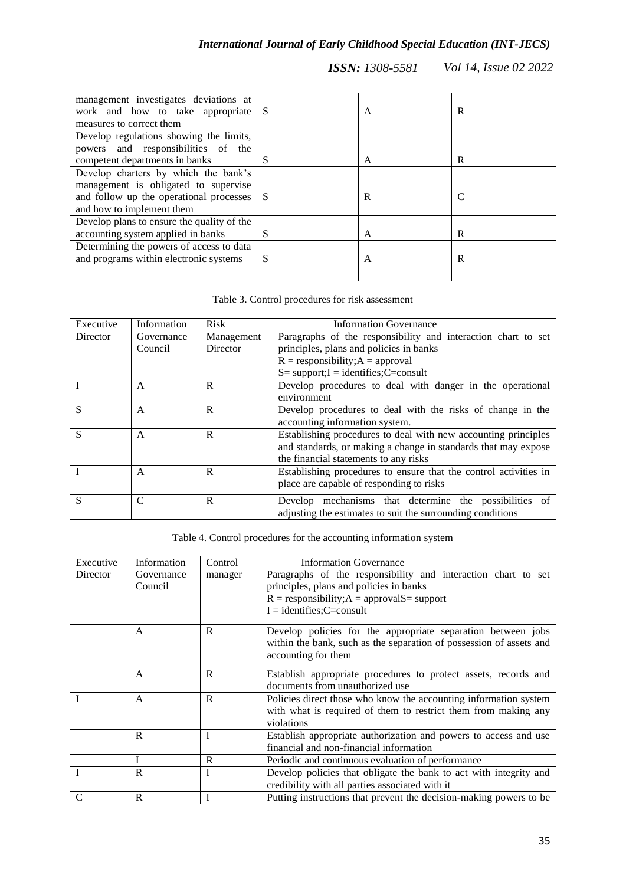| | | | |
|---|---|---|---|
| management investigates deviations at work and how to take appropriate measures to correct them | S | A | R |
| Develop regulations showing the limits, powers and responsibilities of the competent departments in banks | S | A | R |
| Develop charters by which the bank's management is obligated to supervise and follow up the operational processes and how to implement them | S | R | C |
| Develop plans to ensure the quality of the accounting system applied in banks | S | A | R |
| Determining the powers of access to data and programs within electronic systems | S | A | R |

Table 3. Control procedures for risk assessment

| Executive Director | Information Governance Council | Risk Management Director | Information Governance<br>Paragraphs of the responsibility and interaction chart to set principles, plans and policies in banks<br>R = responsibility;A = approval<br>S= support;I = identifies;C=consult |
|---|---|---|---|
| I | A | R | Develop procedures to deal with danger in the operational environment |
| S | A | R | Develop procedures to deal with the risks of change in the accounting information system. |
| S | A | R | Establishing procedures to deal with new accounting principles and standards, or making a change in standards that may expose the financial statements to any risks |
| I | A | R | Establishing procedures to ensure that the control activities in place are capable of responding to risks |
| S | C | R | Develop mechanisms that determine the possibilities of adjusting the estimates to suit the surrounding conditions |

Table 4. Control procedures for the accounting information system

| Executive Director | Information Governance Council | Control manager | Information Governance<br>Paragraphs of the responsibility and interaction chart to set principles, plans and policies in banks<br>R = responsibility;A = approvalS= support<br>I = identifies;C=consult |
|---|---|---|---|
| | A | R | Develop policies for the appropriate separation between jobs within the bank, such as the separation of possession of assets and accounting for them |
| | A | R | Establish appropriate procedures to protect assets, records and documents from unauthorized use |
| I | A | R | Policies direct those who know the accounting information system with what is required of them to restrict them from making any violations |
| | R | I | Establish appropriate authorization and powers to access and use financial and non-financial information |
| | I | R | Periodic and continuous evaluation of performance |
| I | R | I | Develop policies that obligate the bank to act with integrity and credibility with all parties associated with it |
| C | R | I | Putting instructions that prevent the decision-making powers to be |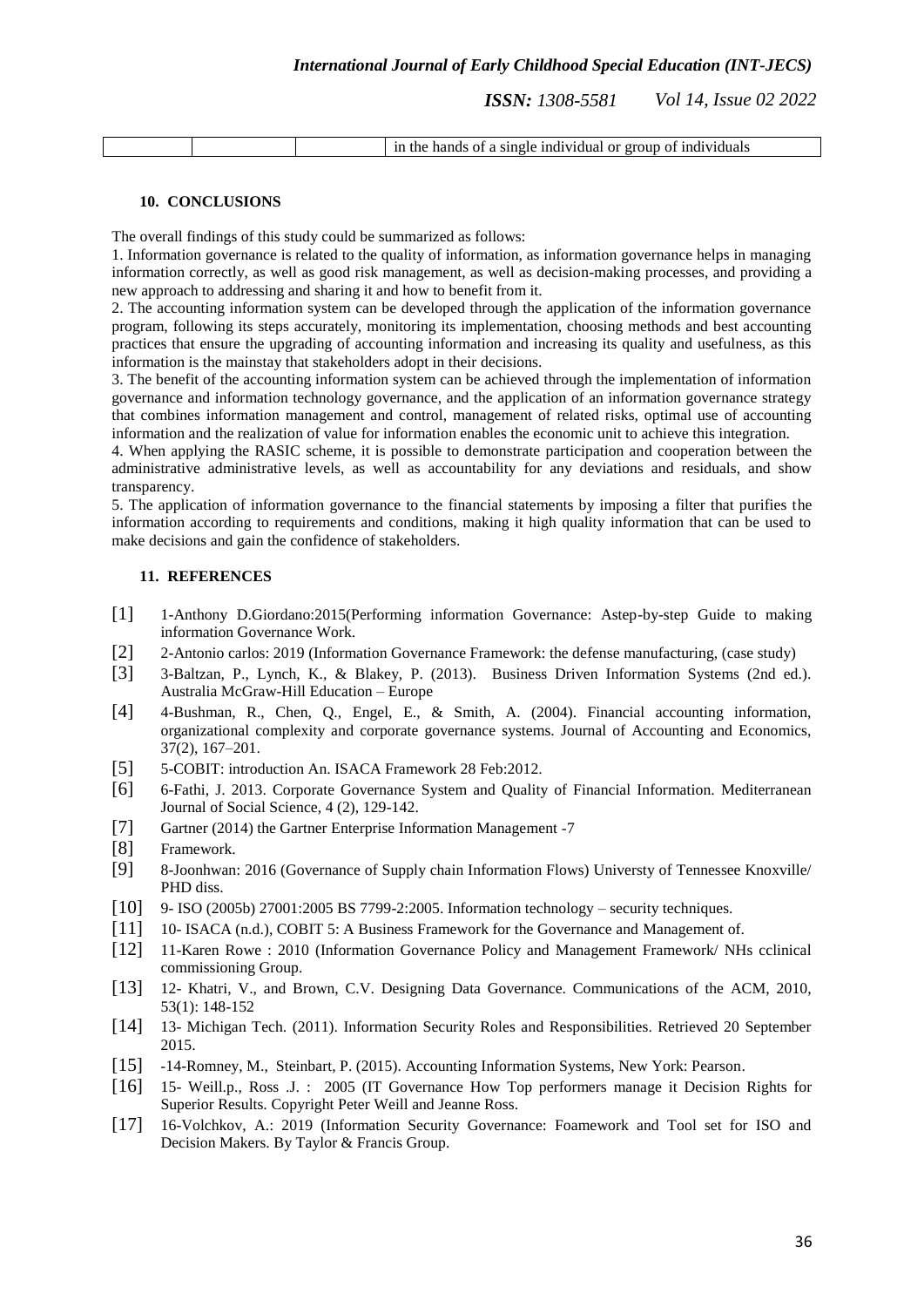| | | | in the hands of a single individual or group of individuals |
|---|---|---|---|

## 10. CONCLUSIONS

The overall findings of this study could be summarized as follows:

1. Information governance is related to the quality of information, as information governance helps in managing information correctly, as well as good risk management, as well as decision-making processes, and providing a new approach to addressing and sharing it and how to benefit from it.
2. The accounting information system can be developed through the application of the information governance program, following its steps accurately, monitoring its implementation, choosing methods and best accounting practices that ensure the upgrading of accounting information and increasing its quality and usefulness, as this information is the mainstay that stakeholders adopt in their decisions.
3. The benefit of the accounting information system can be achieved through the implementation of information governance and information technology governance, and the application of an information governance strategy that combines information management and control, management of related risks, optimal use of accounting information and the realization of value for information enables the economic unit to achieve this integration.
4. When applying the RASIC scheme, it is possible to demonstrate participation and cooperation between the administrative administrative levels, as well as accountability for any deviations and residuals, and show transparency.
5. The application of information governance to the financial statements by imposing a filter that purifies the information according to requirements and conditions, making it high quality information that can be used to make decisions and gain the confidence of stakeholders.

## 11. REFERENCES

[1] 1-Anthony D.Giordano:2015(Performing information Governance: Astep-by-step Guide to making information Governance Work.

[2] 2-Antonio carlos: 2019 (Information Governance Framework: the defense manufacturing, (case study)

[3] 3-Baltzan, P., Lynch, K., & Blakey, P. (2013). Business Driven Information Systems (2nd ed.). Australia McGraw-Hill Education – Europe

[4] 4-Bushman, R., Chen, Q., Engel, E., & Smith, A. (2004). Financial accounting information, organizational complexity and corporate governance systems. Journal of Accounting and Economics, 37(2), 167–201.

[5] 5-COBIT: introduction An. ISACA Framework 28 Feb:2012.

[6] 6-Fathi, J. 2013. Corporate Governance System and Quality of Financial Information. Mediterranean Journal of Social Science, 4 (2), 129-142.

[7] Gartner (2014) the Gartner Enterprise Information Management -7

[8] Framework.

[9] 8-Joonhwan: 2016 (Governance of Supply chain Information Flows) Universty of Tennessee Knoxville/ PHD diss.

[10] 9- ISO (2005b) 27001:2005 BS 7799-2:2005. Information technology – security techniques.

[11] 10- ISACA (n.d.), COBIT 5: A Business Framework for the Governance and Management of.

[12] 11-Karen Rowe : 2010 (Information Governance Policy and Management Framework/ NHs cclinical commissioning Group.

[13] 12- Khatri, V., and Brown, C.V. Designing Data Governance. Communications of the ACM, 2010, 53(1): 148-152

[14] 13- Michigan Tech. (2011). Information Security Roles and Responsibilities. Retrieved 20 September 2015.

[15] -14-Romney, M., Steinbart, P. (2015). Accounting Information Systems, New York: Pearson.

[16] 15- Weill.p., Ross .J. : 2005 (IT Governance How Top performers manage it Decision Rights for Superior Results. Copyright Peter Weill and Jeanne Ross.

[17] 16-Volchkov, A.: 2019 (Information Security Governance: Foamework and Tool set for ISO and Decision Makers. By Taylor & Francis Group.